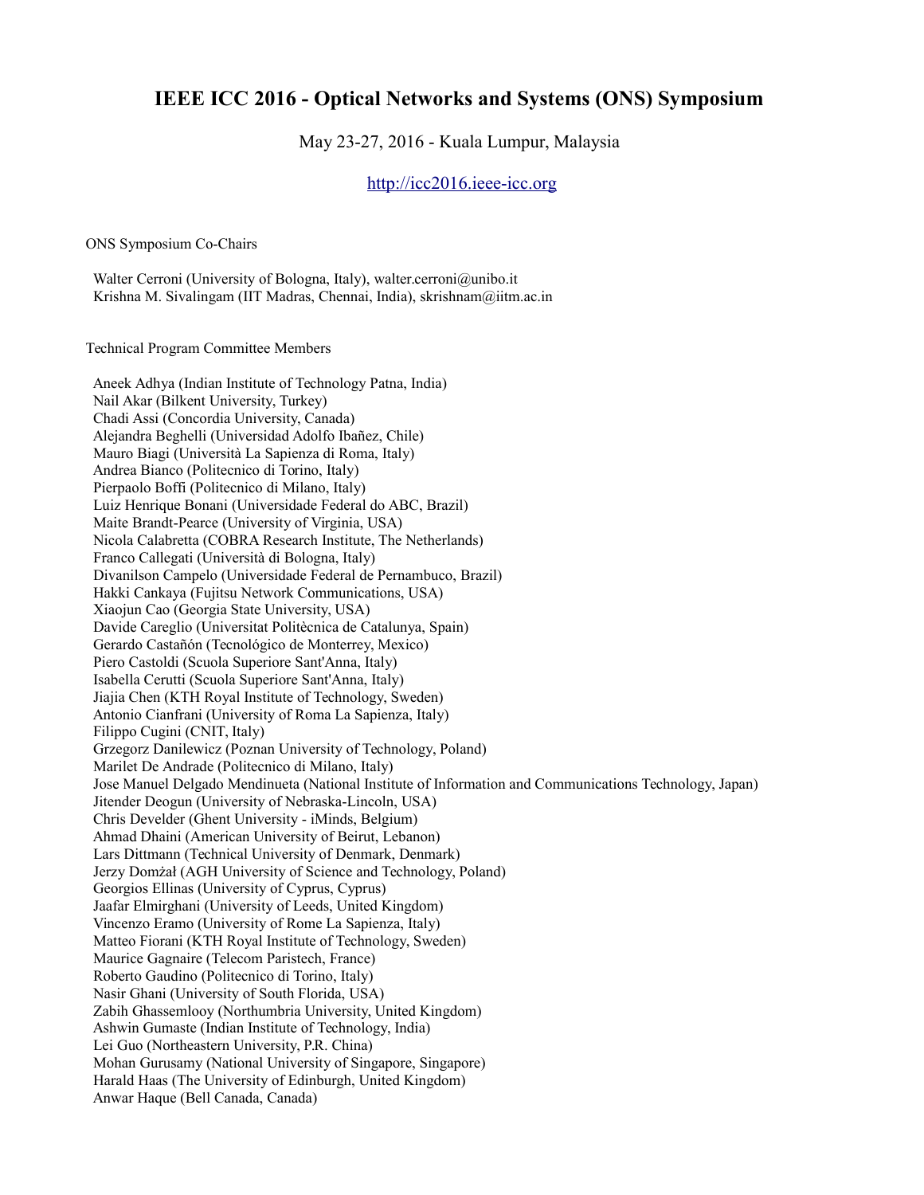# IEEE ICC 2016 - Optical Networks and Systems (ONS) Symposium

May 23-27, 2016 - Kuala Lumpur, Malaysia

http://icc2016.ieee-icc.org

ONS Symposium Co-Chairs

Walter Cerroni (University of Bologna, Italy), walter.cerroni@unibo.it
Krishna M. Sivalingam (IIT Madras, Chennai, India), skrishnam@iitm.ac.in

Technical Program Committee Members

Aneek Adhya (Indian Institute of Technology Patna, India)
Nail Akar (Bilkent University, Turkey)
Chadi Assi (Concordia University, Canada)
Alejandra Beghelli (Universidad Adolfo Ibañez, Chile)
Mauro Biagi (Università La Sapienza di Roma, Italy)
Andrea Bianco (Politecnico di Torino, Italy)
Pierpaolo Boffi (Politecnico di Milano, Italy)
Luiz Henrique Bonani (Universidade Federal do ABC, Brazil)
Maite Brandt-Pearce (University of Virginia, USA)
Nicola Calabretta (COBRA Research Institute, The Netherlands)
Franco Callegati (Università di Bologna, Italy)
Divanilson Campelo (Universidade Federal de Pernambuco, Brazil)
Hakki Cankaya (Fujitsu Network Communications, USA)
Xiaojun Cao (Georgia State University, USA)
Davide Careglio (Universitat Politècnica de Catalunya, Spain)
Gerardo Castañón (Tecnológico de Monterrey, Mexico)
Piero Castoldi (Scuola Superiore Sant'Anna, Italy)
Isabella Cerutti (Scuola Superiore Sant'Anna, Italy)
Jiajia Chen (KTH Royal Institute of Technology, Sweden)
Antonio Cianfrani (University of Roma La Sapienza, Italy)
Filippo Cugini (CNIT, Italy)
Grzegorz Danilewicz (Poznan University of Technology, Poland)
Marilet De Andrade (Politecnico di Milano, Italy)
Jose Manuel Delgado Mendinueta (National Institute of Information and Communications Technology, Japan)
Jitender Deogun (University of Nebraska-Lincoln, USA)
Chris Develder (Ghent University - iMinds, Belgium)
Ahmad Dhaini (American University of Beirut, Lebanon)
Lars Dittmann (Technical University of Denmark, Denmark)
Jerzy Domżał (AGH University of Science and Technology, Poland)
Georgios Ellinas (University of Cyprus, Cyprus)
Jaafar Elmirghani (University of Leeds, United Kingdom)
Vincenzo Eramo (University of Rome La Sapienza, Italy)
Matteo Fiorani (KTH Royal Institute of Technology, Sweden)
Maurice Gagnaire (Telecom Paristech, France)
Roberto Gaudino (Politecnico di Torino, Italy)
Nasir Ghani (University of South Florida, USA)
Zabih Ghassemlooy (Northumbria University, United Kingdom)
Ashwin Gumaste (Indian Institute of Technology, India)
Lei Guo (Northeastern University, P.R. China)
Mohan Gurusamy (National University of Singapore, Singapore)
Harald Haas (The University of Edinburgh, United Kingdom)
Anwar Haque (Bell Canada, Canada)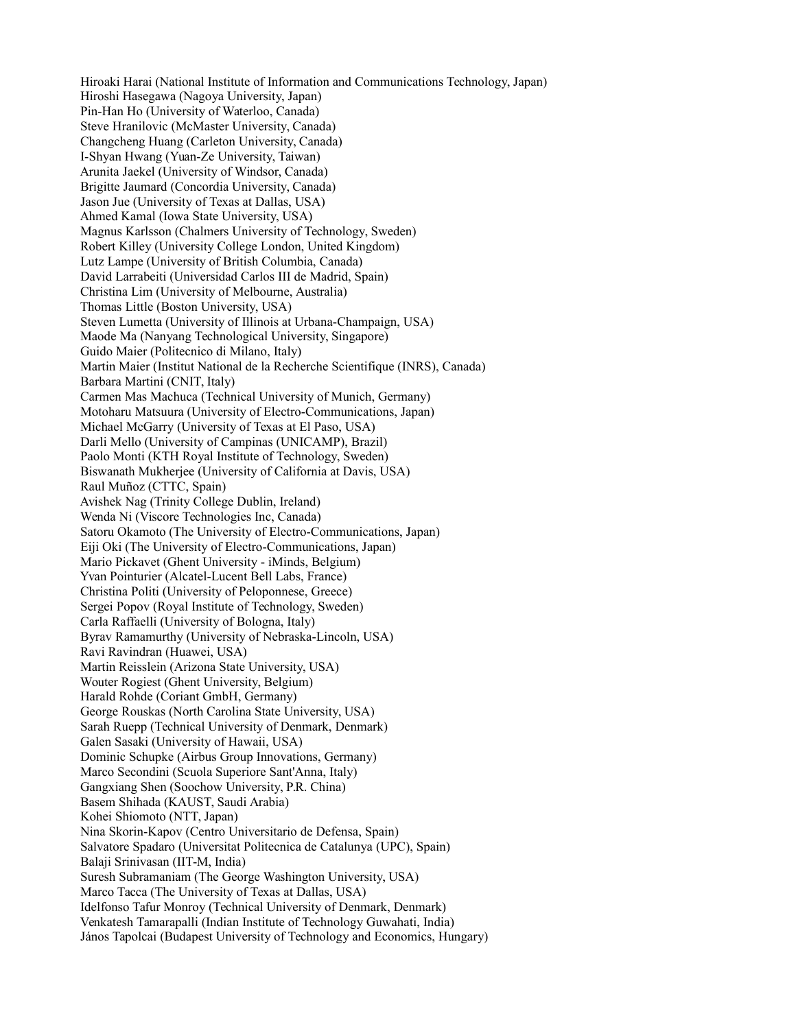Hiroaki Harai (National Institute of Information and Communications Technology, Japan)
Hiroshi Hasegawa (Nagoya University, Japan)
Pin-Han Ho (University of Waterloo, Canada)
Steve Hranilovic (McMaster University, Canada)
Changcheng Huang (Carleton University, Canada)
I-Shyan Hwang (Yuan-Ze University, Taiwan)
Arunita Jaekel (University of Windsor, Canada)
Brigitte Jaumard (Concordia University, Canada)
Jason Jue (University of Texas at Dallas, USA)
Ahmed Kamal (Iowa State University, USA)
Magnus Karlsson (Chalmers University of Technology, Sweden)
Robert Killey (University College London, United Kingdom)
Lutz Lampe (University of British Columbia, Canada)
David Larrabeiti (Universidad Carlos III de Madrid, Spain)
Christina Lim (University of Melbourne, Australia)
Thomas Little (Boston University, USA)
Steven Lumetta (University of Illinois at Urbana-Champaign, USA)
Maode Ma (Nanyang Technological University, Singapore)
Guido Maier (Politecnico di Milano, Italy)
Martin Maier (Institut National de la Recherche Scientifique (INRS), Canada)
Barbara Martini (CNIT, Italy)
Carmen Mas Machuca (Technical University of Munich, Germany)
Motoharu Matsuura (University of Electro-Communications, Japan)
Michael McGarry (University of Texas at El Paso, USA)
Darli Mello (University of Campinas (UNICAMP), Brazil)
Paolo Monti (KTH Royal Institute of Technology, Sweden)
Biswanath Mukherjee (University of California at Davis, USA)
Raul Muñoz (CTTC, Spain)
Avishek Nag (Trinity College Dublin, Ireland)
Wenda Ni (Viscore Technologies Inc, Canada)
Satoru Okamoto (The University of Electro-Communications, Japan)
Eiji Oki (The University of Electro-Communications, Japan)
Mario Pickavet (Ghent University - iMinds, Belgium)
Yvan Pointurier (Alcatel-Lucent Bell Labs, France)
Christina Politi (University of Peloponnese, Greece)
Sergei Popov (Royal Institute of Technology, Sweden)
Carla Raffaelli (University of Bologna, Italy)
Byrav Ramamurthy (University of Nebraska-Lincoln, USA)
Ravi Ravindran (Huawei, USA)
Martin Reisslein (Arizona State University, USA)
Wouter Rogiest (Ghent University, Belgium)
Harald Rohde (Coriant GmbH, Germany)
George Rouskas (North Carolina State University, USA)
Sarah Ruepp (Technical University of Denmark, Denmark)
Galen Sasaki (University of Hawaii, USA)
Dominic Schupke (Airbus Group Innovations, Germany)
Marco Secondini (Scuola Superiore Sant'Anna, Italy)
Gangxiang Shen (Soochow University, P.R. China)
Basem Shihada (KAUST, Saudi Arabia)
Kohei Shiomoto (NTT, Japan)
Nina Skorin-Kapov (Centro Universitario de Defensa, Spain)
Salvatore Spadaro (Universitat Politecnica de Catalunya (UPC), Spain)
Balaji Srinivasan (IIT-M, India)
Suresh Subramaniam (The George Washington University, USA)
Marco Tacca (The University of Texas at Dallas, USA)
Idelfonso Tafur Monroy (Technical University of Denmark, Denmark)
Venkatesh Tamarapalli (Indian Institute of Technology Guwahati, India)
János Tapolcai (Budapest University of Technology and Economics, Hungary)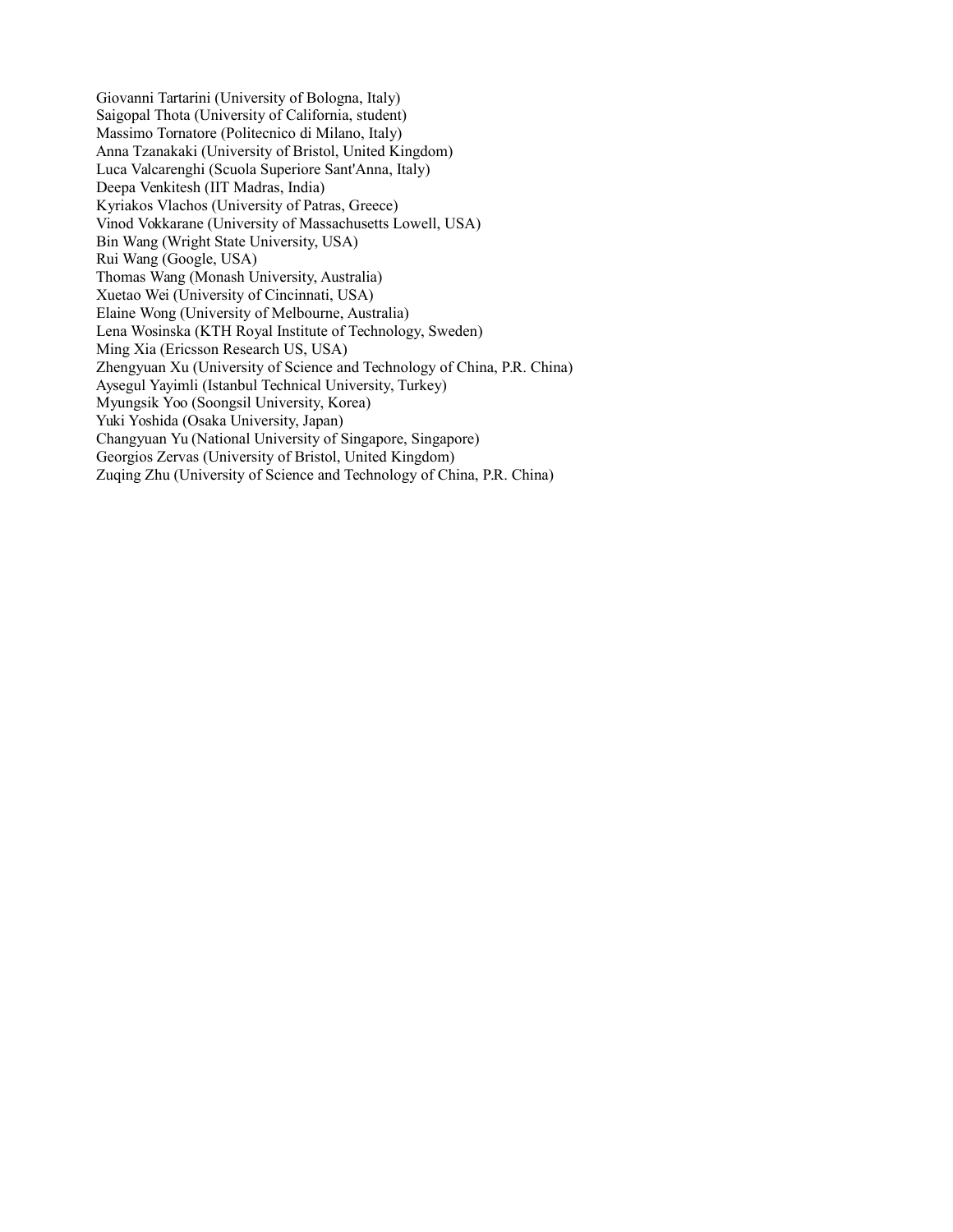Giovanni Tartarini (University of Bologna, Italy)
Saigopal Thota (University of California, student)
Massimo Tornatore (Politecnico di Milano, Italy)
Anna Tzanakaki (University of Bristol, United Kingdom)
Luca Valcarenghi (Scuola Superiore Sant'Anna, Italy)
Deepa Venkitesh (IIT Madras, India)
Kyriakos Vlachos (University of Patras, Greece)
Vinod Vokkarane (University of Massachusetts Lowell, USA)
Bin Wang (Wright State University, USA)
Rui Wang (Google, USA)
Thomas Wang (Monash University, Australia)
Xuetao Wei (University of Cincinnati, USA)
Elaine Wong (University of Melbourne, Australia)
Lena Wosinska (KTH Royal Institute of Technology, Sweden)
Ming Xia (Ericsson Research US, USA)
Zhengyuan Xu (University of Science and Technology of China, P.R. China)
Aysegul Yayimli (Istanbul Technical University, Turkey)
Myungsik Yoo (Soongsil University, Korea)
Yuki Yoshida (Osaka University, Japan)
Changyuan Yu (National University of Singapore, Singapore)
Georgios Zervas (University of Bristol, United Kingdom)
Zuqing Zhu (University of Science and Technology of China, P.R. China)